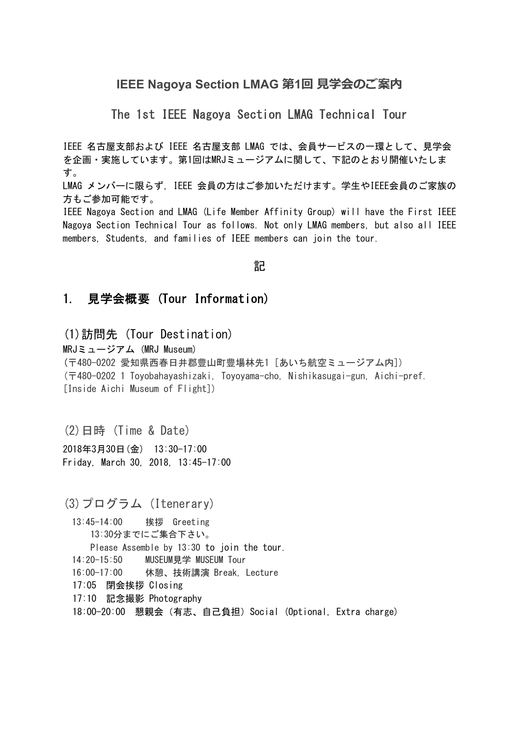# IEEE Nagoya Section LMAG 第1回 見学会のご案内

## The 1st IEEE Nagoya Section LMAG Technical Tour

IEEE 名古屋支部および IEEE 名古屋支部 LMAG では、会員サービスの一環として、見学会を企画・実施しています。第1回はMRJミュージアムに関して、下記のとおり開催いたします。
LMAG メンバーに限らず, IEEE 会員の方はご参加いただけます。学生やIEEE会員のご家族の方もご参加可能です。
IEEE Nagoya Section and LMAG (Life Member Affinity Group) will have the First IEEE Nagoya Section Technical Tour as follows. Not only LMAG members, but also all IEEE members, Students, and families of IEEE members can join the tour.

記

## 1. 見学会概要 (Tour Information)

### (1)訪問先 (Tour Destination)

MRJミュージアム (MRJ Museum)
(〒480-0202 愛知県西春日井郡豊山町豊場林先1 [あいち航空ミュージアム内])
(〒480-0202 1 Toyobahayashizaki, Toyoyama-cho, Nishikasugai-gun, Aichi-pref. [Inside Aichi Museum of Flight])

### (2)日時 (Time & Date)

2018年3月30日(金) 13:30-17:00
Friday, March 30, 2018, 13:45-17:00

### (3)プログラム (Itenerary)

- 13:45-14:00 挨拶 Greeting
  13:30分までにご集合下さい。
  Please Assemble by 13:30 to join the tour.
- 14:20-15:50 MUSEUM見学 MUSEUM Tour
- 16:00-17:00 休憩、技術講演 Break, Lecture
- 17:05 閉会挨拶 Closing
- 17:10 記念撮影 Photography
- 18:00-20:00 懇親会 (有志、自己負担) Social (Optional, Extra charge)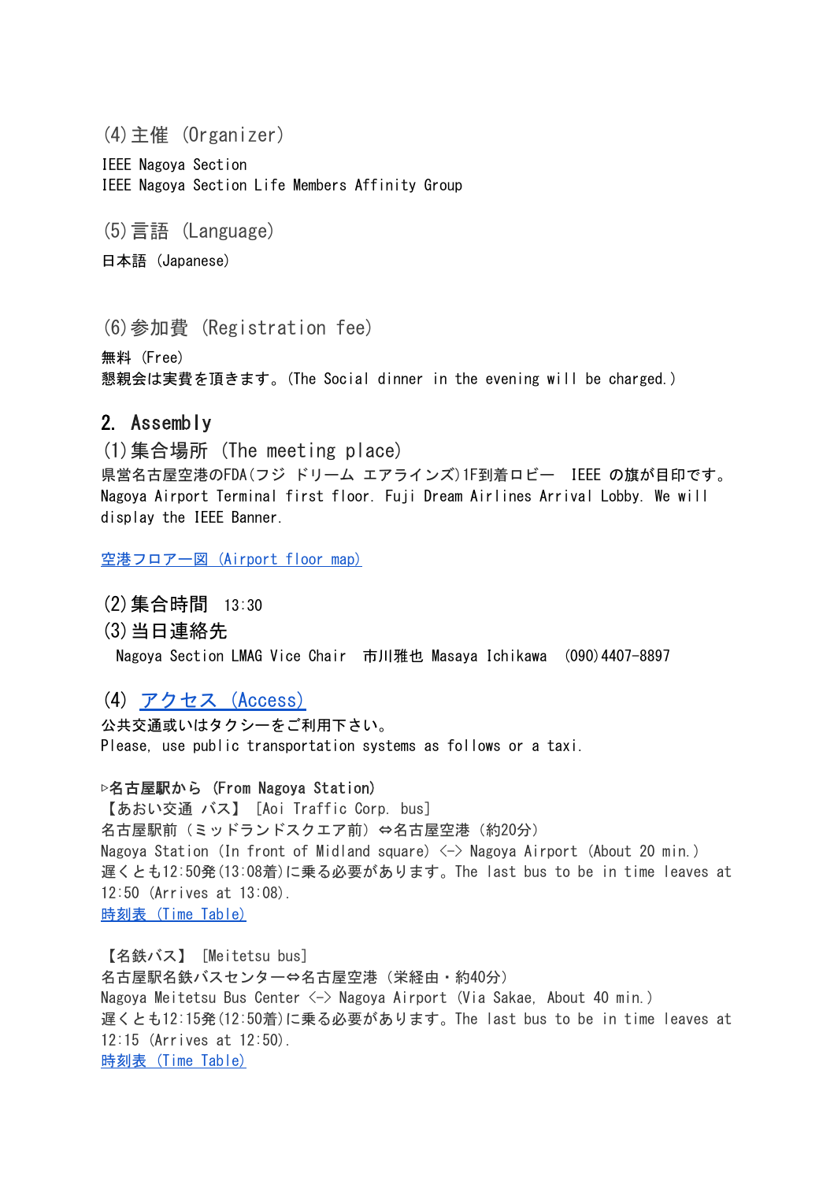### (4)主催 (Organizer)

IEEE Nagoya Section
IEEE Nagoya Section Life Members Affinity Group

### (5)言語 (Language)

日本語 (Japanese)

### (6)参加費 (Registration fee)

無料 (Free)
懇親会は実費を頂きます。(The Social dinner in the evening will be charged.)

## 2. Assembly

### (1)集合場所 (The meeting place)

県営名古屋空港のFDA(フジ ドリーム エアラインズ)1F到着ロビー IEEE の旗が目印です。
Nagoya Airport Terminal first floor. Fuji Dream Airlines Arrival Lobby. We will display the IEEE Banner.

空港フロアー図 (Airport floor map)

### (2)集合時間 13:30

### (3)当日連絡先

Nagoya Section LMAG Vice Chair 市川雅也 Masaya Ichikawa (090)4407-8897

### (4) アクセス (Access)

公共交通或いはタクシーをご利用下さい。
Please, use public transportation systems as follows or a taxi.

**▹名古屋駅から (From Nagoya Station)**

【あおい交通 バス】 [Aoi Traffic Corp. bus]
名古屋駅前（ミッドランドスクエア前）⇔名古屋空港（約20分）
Nagoya Station (In front of Midland square) <-> Nagoya Airport (About 20 min.)
遅くとも12:50発(13:08着)に乗る必要があります。The last bus to be in time leaves at 12:50 (Arrives at 13:08).
時刻表 (Time Table)

【名鉄バス】 [Meitetsu bus]
名古屋駅名鉄バスセンター⇔名古屋空港（栄経由・約40分）
Nagoya Meitetsu Bus Center <-> Nagoya Airport (Via Sakae, About 40 min.)
遅くとも12:15発(12:50着)に乗る必要があります。The last bus to be in time leaves at 12:15 (Arrives at 12:50).
時刻表 (Time Table)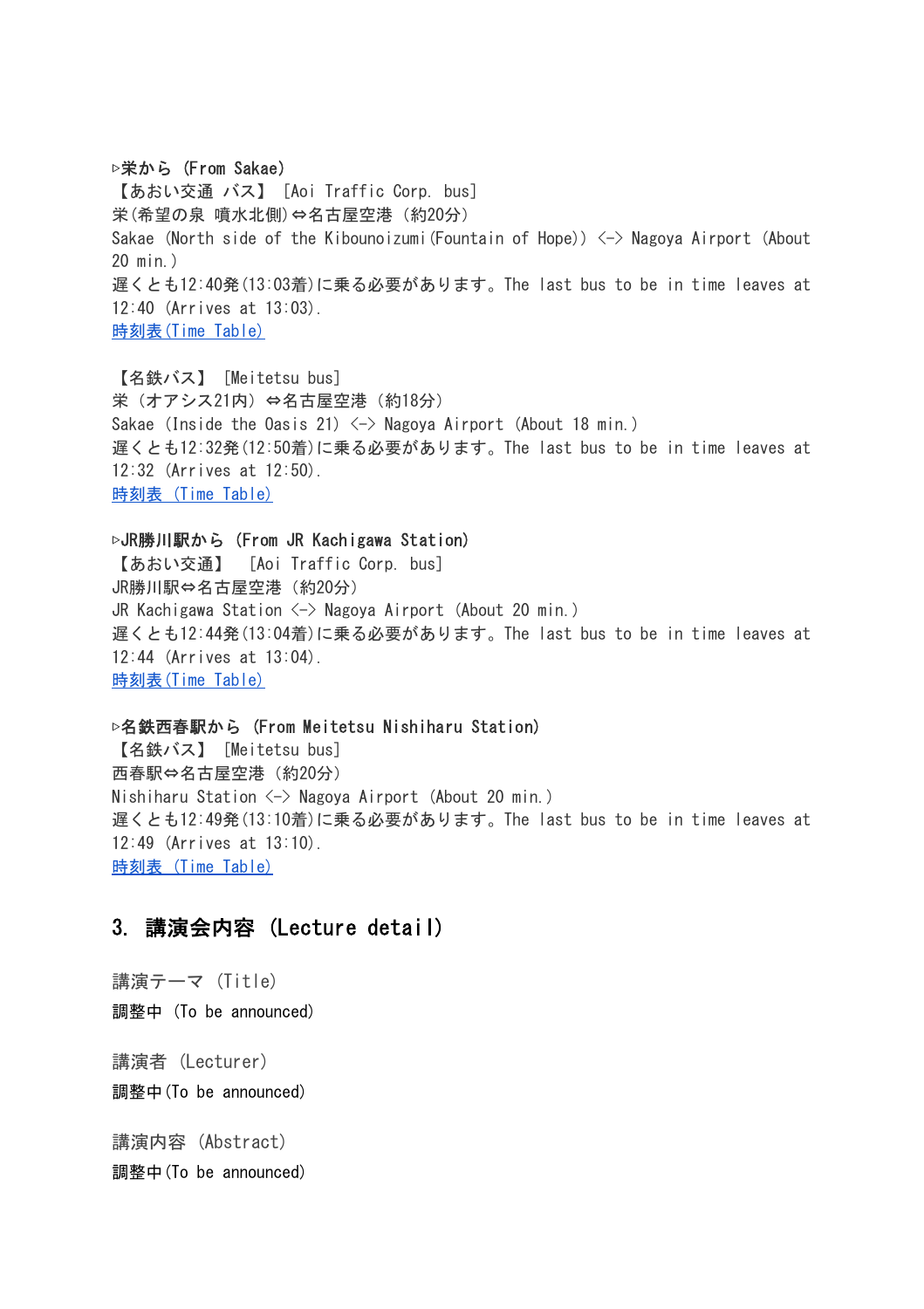▷栄から (From Sakae)

【あおい交通 バス】 [Aoi Traffic Corp. bus]

栄(希望の泉 噴水北側)⇔名古屋空港 (約20分)

Sakae (North side of the Kibounoizumi(Fountain of Hope)) <-> Nagoya Airport (About 20 min.)

遅くとも12:40発(13:03着)に乗る必要があります。The last bus to be in time leaves at 12:40 (Arrives at 13:03).

[時刻表(Time Table)]

【名鉄バス】 [Meitetsu bus]

栄 (オアシス21内) ⇔名古屋空港 (約18分)

Sakae (Inside the Oasis 21) <-> Nagoya Airport (About 18 min.)

遅くとも12:32発(12:50着)に乗る必要があります。The last bus to be in time leaves at 12:32 (Arrives at 12:50).

[時刻表 (Time Table)]

▷JR勝川駅から (From JR Kachigawa Station)

【あおい交通】 [Aoi Traffic Corp. bus]

JR勝川駅⇔名古屋空港 (約20分)

JR Kachigawa Station <-> Nagoya Airport (About 20 min.)

遅くとも12:44発(13:04着)に乗る必要があります。The last bus to be in time leaves at 12:44 (Arrives at 13:04).

[時刻表(Time Table)]

▷名鉄西春駅から (From Meitetsu Nishiharu Station)

【名鉄バス】 [Meitetsu bus]

西春駅⇔名古屋空港 (約20分)

Nishiharu Station <-> Nagoya Airport (About 20 min.)

遅くとも12:49発(13:10着)に乗る必要があります。The last bus to be in time leaves at 12:49 (Arrives at 13:10).

[時刻表 (Time Table)]

## 3. 講演会内容 (Lecture detail)

講演テーマ (Title)

調整中 (To be announced)

講演者 (Lecturer)

調整中(To be announced)

講演内容 (Abstract)

調整中(To be announced)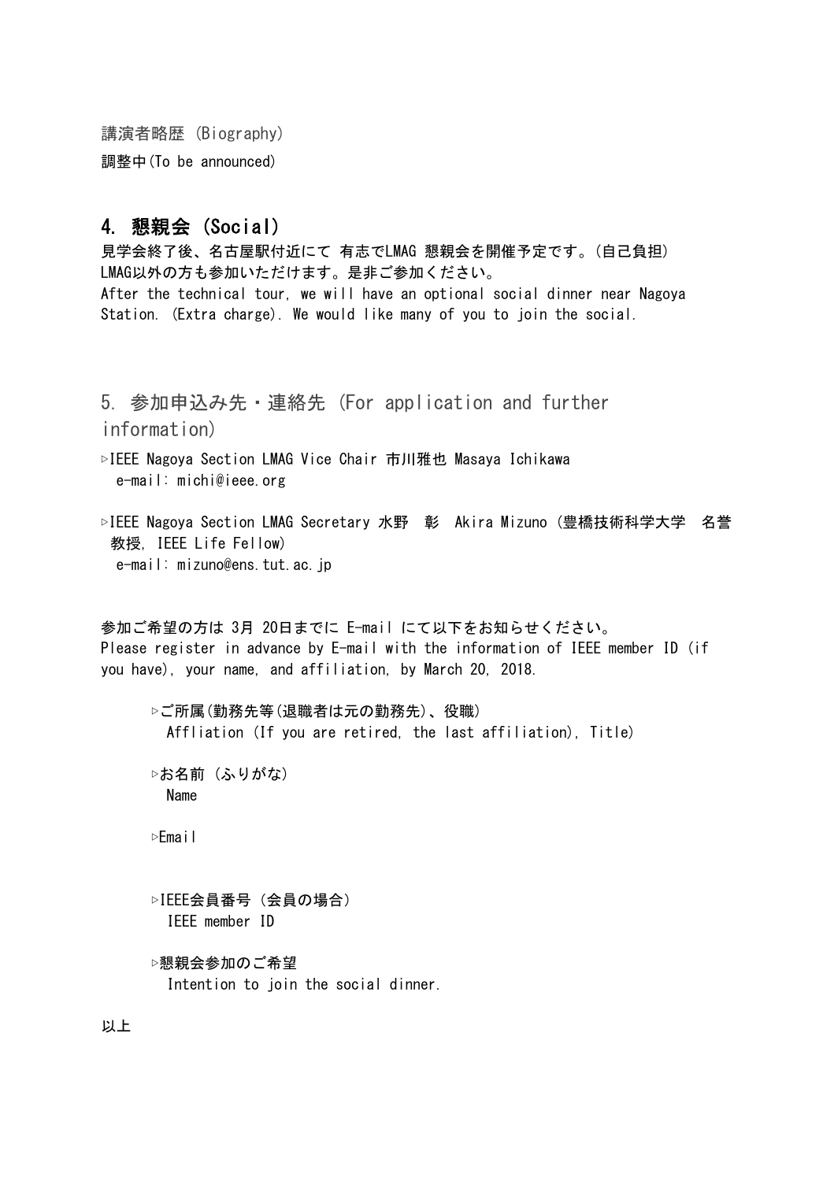講演者略歴 (Biography)

調整中(To be announced)

## 4. 懇親会 (Social)

**見学会終了後、名古屋駅付近にて 有志でLMAG 懇親会を開催予定です。(自己負担)**
**LMAG以外の方も参加いただけます。是非ご参加ください。**
After the technical tour, we will have an optional social dinner near Nagoya Station. (Extra charge). We would like many of you to join the social.

## 5. 参加申込み先・連絡先 (For application and further information)

▷IEEE Nagoya Section LMAG Vice Chair 市川雅也 Masaya Ichikawa
e-mail: michi@ieee.org

▷IEEE Nagoya Section LMAG Secretary 水野　彰　Akira Mizuno (豊橋技術科学大学　名誉教授, IEEE Life Fellow)
e-mail: mizuno@ens.tut.ac.jp

**参加ご希望の方は 3月 20日までに E-mail にて以下をお知らせください。**
Please register in advance by E-mail with the information of IEEE member ID (if you have), your name, and affiliation, by March 20, 2018.

▷ご所属(勤務先等(退職者は元の勤務先)、役職)
Affliation (If you are retired, the last affiliation), Title)

▷お名前 (ふりがな)
Name

▷Email

▷IEEE会員番号 (会員の場合)
IEEE member ID

▷懇親会参加のご希望
Intention to join the social dinner.

以上